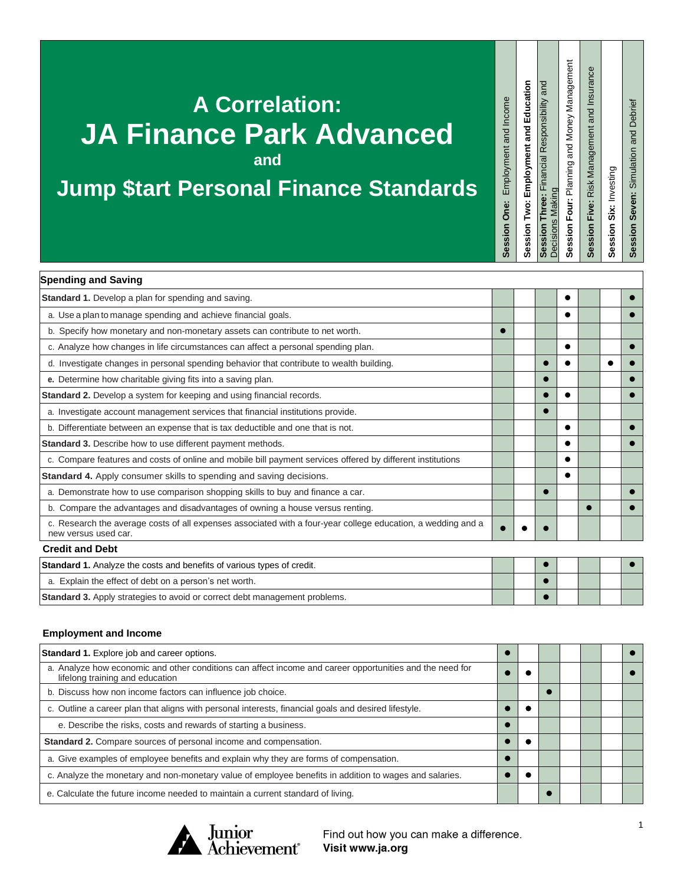# A Correlation: JA Finance Park Advanced and Jump $tart Personal Finance Standards

| | **Session One:** Employment and Income | **Session Two: Employment and Education** | **Session Three:** Financial Responsibility and Decisions Making | **Session Four:** Planning and Money Management | **Session Five:** Risk Management and Insurance | **Session Six:** Investing | **Session Seven:** Simulation and Debrief |
|---|---|---|---|---|---|---|---|
| **Spending and Saving** | | | | | | | |
| **Standard 1.** Develop a plan for spending and saving. | | | | ● | | | ● |
| a. Use a plan to manage spending and achieve financial goals. | | | | ● | | | ● |
| b. Specify how monetary and non-monetary assets can contribute to net worth. | ● | | | | | | |
| c. Analyze how changes in life circumstances can affect a personal spending plan. | | | | ● | | | ● |
| d. Investigate changes in personal spending behavior that contribute to wealth building. | | | ● | ● | | ● | ● |
| **e.** Determine how charitable giving fits into a saving plan. | | | ● | | | | ● |
| **Standard 2.** Develop a system for keeping and using financial records. | | | ● | ● | | | ● |
| a. Investigate account management services that financial institutions provide. | | | ● | | | | |
| b. Differentiate between an expense that is tax deductible and one that is not. | | | | ● | | | ● |
| **Standard 3.** Describe how to use different payment methods. | | | | ● | | | ● |
| c. Compare features and costs of online and mobile bill payment services offered by different institutions | | | | ● | | | |
| **Standard 4.** Apply consumer skills to spending and saving decisions. | | | | ● | | | |
| a. Demonstrate how to use comparison shopping skills to buy and finance a car. | | | ● | | | | ● |
| b. Compare the advantages and disadvantages of owning a house versus renting. | | | | | ● | | ● |
| c. Research the average costs of all expenses associated with a four-year college education, a wedding and a new versus used car. | ● | ● | ● | | | | |
| **Credit and Debt** | | | | | | | |
| **Standard 1.** Analyze the costs and benefits of various types of credit. | | | ● | | | | ● |
| a. Explain the effect of debt on a person's net worth. | | | ● | | | | |
| **Standard 3.** Apply strategies to avoid or correct debt management problems. | | | ● | | | | |

**Employment and Income**

| | Session One | Session Two | Session Three | Session Four | Session Five | Session Six | Session Seven |
|---|---|---|---|---|---|---|---|
| **Standard 1.** Explore job and career options. | ● | | | | | | ● |
| a. Analyze how economic and other conditions can affect income and career opportunities and the need for lifelong training and education | ● | ● | | | | | ● |
| b. Discuss how non income factors can influence job choice. | | | ● | | | | |
| c. Outline a career plan that aligns with personal interests, financial goals and desired lifestyle. | ● | ● | | | | | |
| e. Describe the risks, costs and rewards of starting a business. | ● | | | | | | |
| **Standard 2.** Compare sources of personal income and compensation. | ● | ● | | | | | |
| a. Give examples of employee benefits and explain why they are forms of compensation. | ● | | | | | | |
| c. Analyze the monetary and non-monetary value of employee benefits in addition to wages and salaries. | ● | ● | | | | | |
| e. Calculate the future income needed to maintain a current standard of living. | | | ● | | | | |

Junior Achievement

Find out how you can make a difference.
**Visit www.ja.org**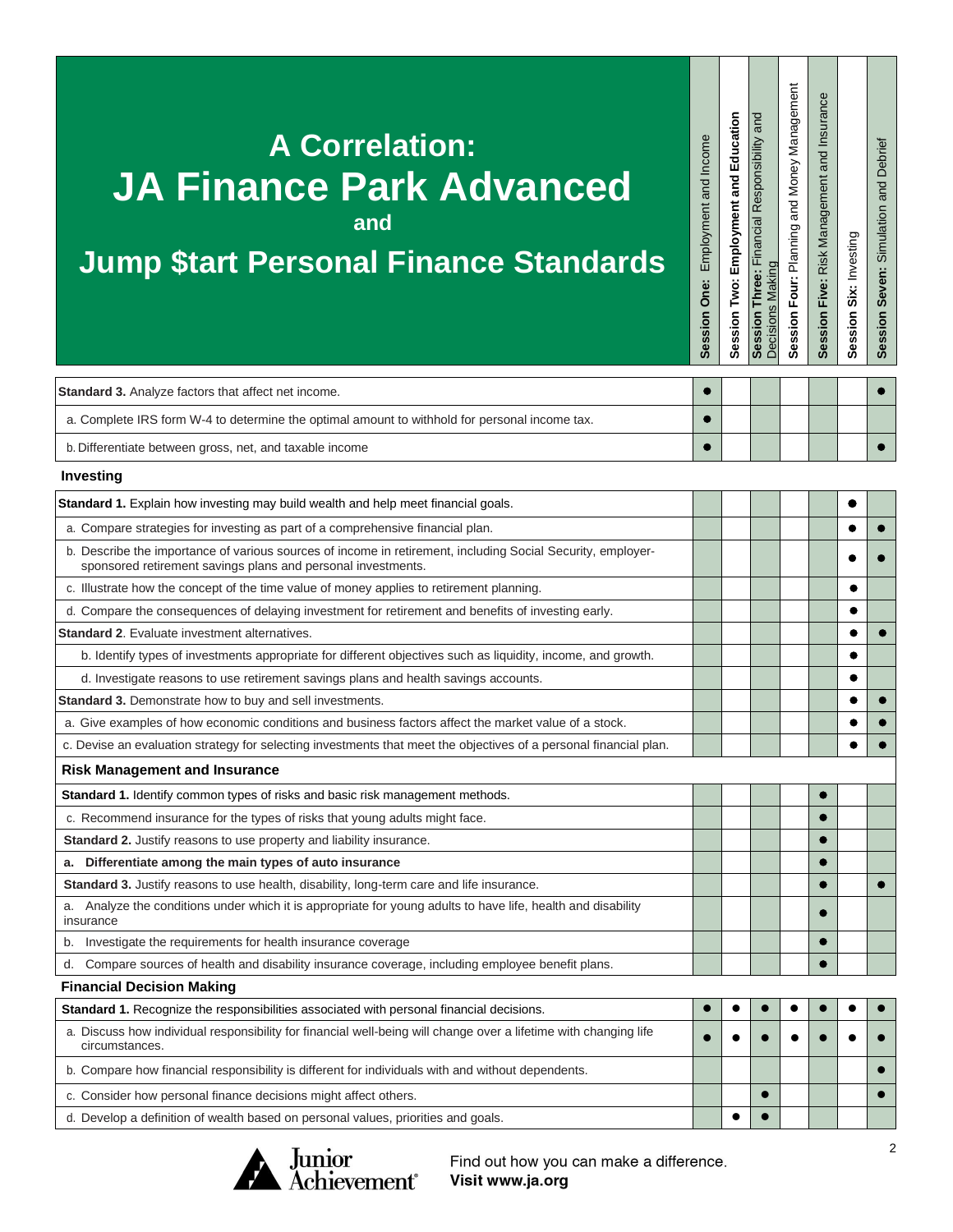# A Correlation: JA Finance Park Advanced and Jump $tart Personal Finance Standards

| | Session One: Employment and Income | Session Two: Employment and Education | Session Three: Financial Responsibility and Decisions Making | Session Four: Planning and Money Management | Session Five: Risk Management and Insurance | Session Six: Investing | Session Seven: Simulation and Debrief |
|---|---|---|---|---|---|---|---|
| **Standard 3.** Analyze factors that affect net income. | ● | | | | | | ● |
| a. Complete IRS form W-4 to determine the optimal amount to withhold for personal income tax. | ● | | | | | | |
| b. Differentiate between gross, net, and taxable income | ● | | | | | | ● |
| **Investing** | | | | | | | |
| **Standard 1.** Explain how investing may build wealth and help meet financial goals. | | | | | | ● | |
| a. Compare strategies for investing as part of a comprehensive financial plan. | | | | | | ● | ● |
| b. Describe the importance of various sources of income in retirement, including Social Security, employer-sponsored retirement savings plans and personal investments. | | | | | | ● | ● |
| c. Illustrate how the concept of the time value of money applies to retirement planning. | | | | | | ● | |
| d. Compare the consequences of delaying investment for retirement and benefits of investing early. | | | | | | ● | |
| **Standard 2**. Evaluate investment alternatives. | | | | | | ● | ● |
| b. Identify types of investments appropriate for different objectives such as liquidity, income, and growth. | | | | | | ● | |
| d. Investigate reasons to use retirement savings plans and health savings accounts. | | | | | | ● | |
| **Standard 3.** Demonstrate how to buy and sell investments. | | | | | | ● | ● |
| a. Give examples of how economic conditions and business factors affect the market value of a stock. | | | | | | ● | ● |
| c. Devise an evaluation strategy for selecting investments that meet the objectives of a personal financial plan. | | | | | | ● | ● |
| **Risk Management and Insurance** | | | | | | | |
| **Standard 1.** Identify common types of risks and basic risk management methods. | | | | | ● | | |
| c. Recommend insurance for the types of risks that young adults might face. | | | | | ● | | |
| **Standard 2.** Justify reasons to use property and liability insurance. | | | | | ● | | |
| **a. Differentiate among the main types of auto insurance** | | | | | ● | | |
| **Standard 3.** Justify reasons to use health, disability, long-term care and life insurance. | | | | | ● | | ● |
| a. Analyze the conditions under which it is appropriate for young adults to have life, health and disability insurance | | | | | ● | | |
| b. Investigate the requirements for health insurance coverage | | | | | ● | | |
| d. Compare sources of health and disability insurance coverage, including employee benefit plans. | | | | | ● | | |
| **Financial Decision Making** | | | | | | | |
| **Standard 1.** Recognize the responsibilities associated with personal financial decisions. | ● | ● | ● | ● | ● | ● | ● |
| a. Discuss how individual responsibility for financial well-being will change over a lifetime with changing life circumstances. | ● | ● | ● | ● | ● | ● | ● |
| b. Compare how financial responsibility is different for individuals with and without dependents. | | | | | | | ● |
| c. Consider how personal finance decisions might affect others. | | | ● | | | | ● |
| d. Develop a definition of wealth based on personal values, priorities and goals. | | ● | ● | | | | |

Junior Achievement

Find out how you can make a difference. **Visit www.ja.org**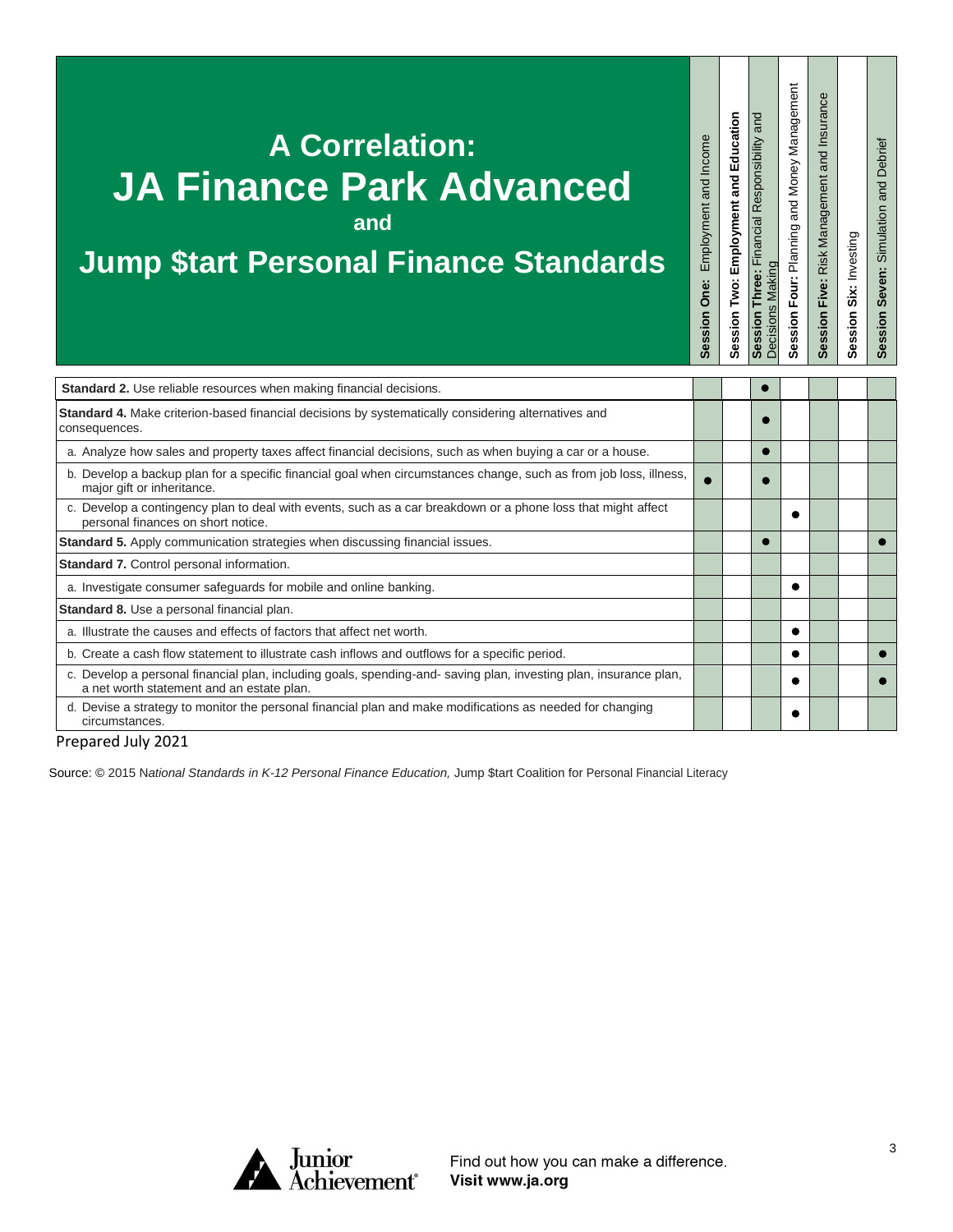# A Correlation: JA Finance Park Advanced and Jump $tart Personal Finance Standards

| | **Session One:** Employment and Income | **Session Two: Employment and Education** | **Session Three:** Financial Responsibility and Decisions Making | **Session Four:** Planning and Money Management | **Session Five:** Risk Management and Insurance | **Session Six:** Investing | **Session Seven:** Simulation and Debrief |
|---|---|---|---|---|---|---|---|
| **Standard 2.** Use reliable resources when making financial decisions. | | | ● | | | | |
| **Standard 4.** Make criterion-based financial decisions by systematically considering alternatives and consequences. | | | ● | | | | |
| a. Analyze how sales and property taxes affect financial decisions, such as when buying a car or a house. | | | ● | | | | |
| b. Develop a backup plan for a specific financial goal when circumstances change, such as from job loss, illness, major gift or inheritance. | ● | | ● | | | | |
| c. Develop a contingency plan to deal with events, such as a car breakdown or a phone loss that might affect personal finances on short notice. | | | | ● | | | |
| **Standard 5.** Apply communication strategies when discussing financial issues. | | | ● | | | | ● |
| **Standard 7.** Control personal information. | | | | | | | |
| a. Investigate consumer safeguards for mobile and online banking. | | | | ● | | | |
| **Standard 8.** Use a personal financial plan. | | | | | | | |
| a. Illustrate the causes and effects of factors that affect net worth. | | | | ● | | | |
| b. Create a cash flow statement to illustrate cash inflows and outflows for a specific period. | | | | ● | | | ● |
| c. Develop a personal financial plan, including goals, spending-and- saving plan, investing plan, insurance plan, a net worth statement and an estate plan. | | | | ● | | | ● |
| d. Devise a strategy to monitor the personal financial plan and make modifications as needed for changing circumstances. | | | | ● | | | |

Prepared July 2021

Source: © 2015 N*ational Standards in K-12 Personal Finance Education,* Jump $tart Coalition for Personal Financial Literacy

Junior Achievement

Find out how you can make a difference.
**Visit www.ja.org**